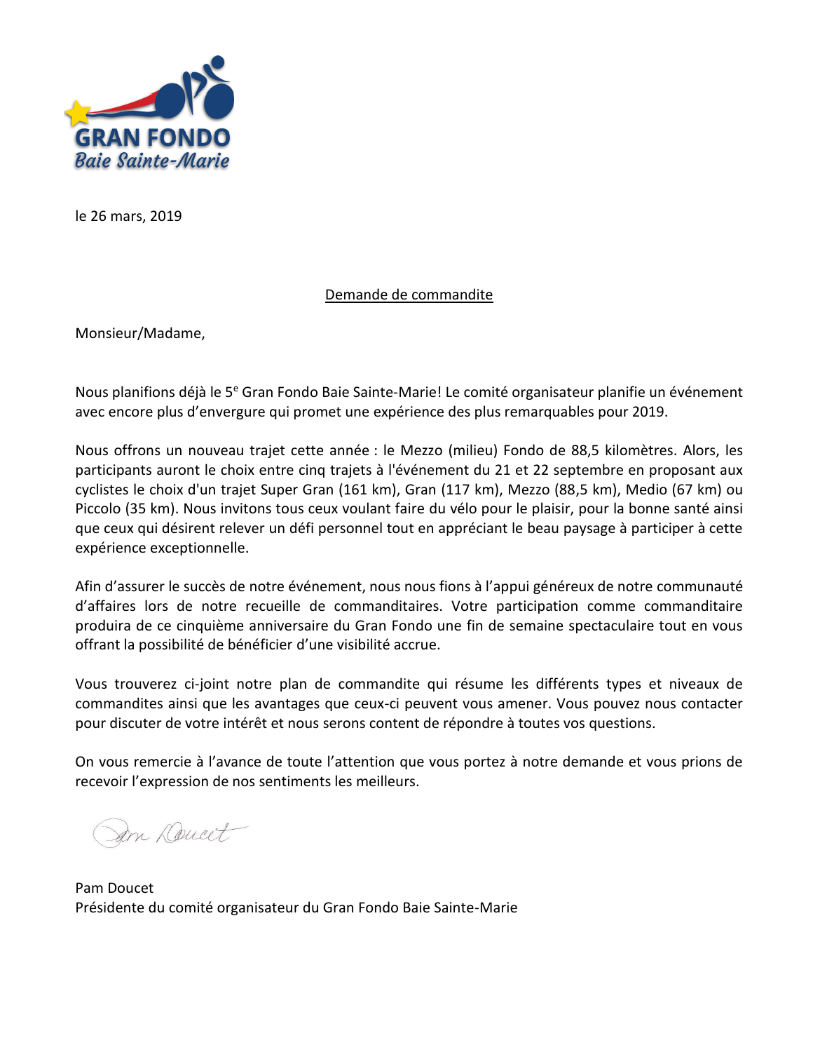GRAN FONDO
*Baie Sainte-Marie*

le 26 mars, 2019

Demande de commandite

Monsieur/Madame,

Nous planifions déjà le 5e Gran Fondo Baie Sainte-Marie! Le comité organisateur planifie un événement avec encore plus d'envergure qui promet une expérience des plus remarquables pour 2019.

Nous offrons un nouveau trajet cette année : le Mezzo (milieu) Fondo de 88,5 kilomètres. Alors, les participants auront le choix entre cinq trajets à l'événement du 21 et 22 septembre en proposant aux cyclistes le choix d'un trajet Super Gran (161 km), Gran (117 km), Mezzo (88,5 km), Medio (67 km) ou Piccolo (35 km). Nous invitons tous ceux voulant faire du vélo pour le plaisir, pour la bonne santé ainsi que ceux qui désirent relever un défi personnel tout en appréciant le beau paysage à participer à cette expérience exceptionnelle.

Afin d'assurer le succès de notre événement, nous nous fions à l'appui généreux de notre communauté d'affaires lors de notre recueille de commanditaires. Votre participation comme commanditaire produira de ce cinquième anniversaire du Gran Fondo une fin de semaine spectaculaire tout en vous offrant la possibilité de bénéficier d'une visibilité accrue.

Vous trouverez ci-joint notre plan de commandite qui résume les différents types et niveaux de commandites ainsi que les avantages que ceux-ci peuvent vous amener. Vous pouvez nous contacter pour discuter de votre intérêt et nous serons content de répondre à toutes vos questions.

On vous remercie à l'avance de toute l'attention que vous portez à notre demande et vous prions de recevoir l'expression de nos sentiments les meilleurs.

Pam Doucet

Pam Doucet
Présidente du comité organisateur du Gran Fondo Baie Sainte-Marie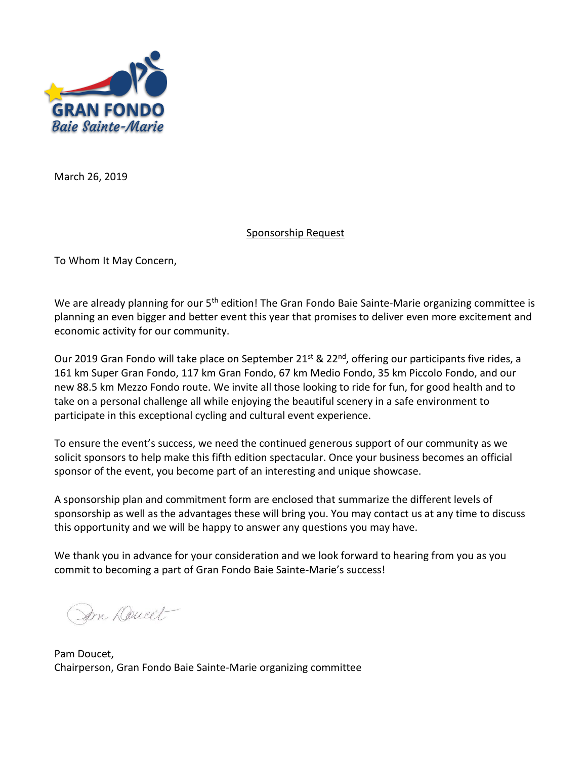GRAN FONDO
Baie Sainte-Marie

March 26, 2019

Sponsorship Request

To Whom It May Concern,

We are already planning for our 5th edition! The Gran Fondo Baie Sainte-Marie organizing committee is planning an even bigger and better event this year that promises to deliver even more excitement and economic activity for our community.

Our 2019 Gran Fondo will take place on September 21st & 22nd, offering our participants five rides, a 161 km Super Gran Fondo, 117 km Gran Fondo, 67 km Medio Fondo, 35 km Piccolo Fondo, and our new 88.5 km Mezzo Fondo route. We invite all those looking to ride for fun, for good health and to take on a personal challenge all while enjoying the beautiful scenery in a safe environment to participate in this exceptional cycling and cultural event experience.

To ensure the event's success, we need the continued generous support of our community as we solicit sponsors to help make this fifth edition spectacular. Once your business becomes an official sponsor of the event, you become part of an interesting and unique showcase.

A sponsorship plan and commitment form are enclosed that summarize the different levels of sponsorship as well as the advantages these will bring you. You may contact us at any time to discuss this opportunity and we will be happy to answer any questions you may have.

We thank you in advance for your consideration and we look forward to hearing from you as you commit to becoming a part of Gran Fondo Baie Sainte-Marie's success!

Pam Doucet

Pam Doucet,
Chairperson, Gran Fondo Baie Sainte-Marie organizing committee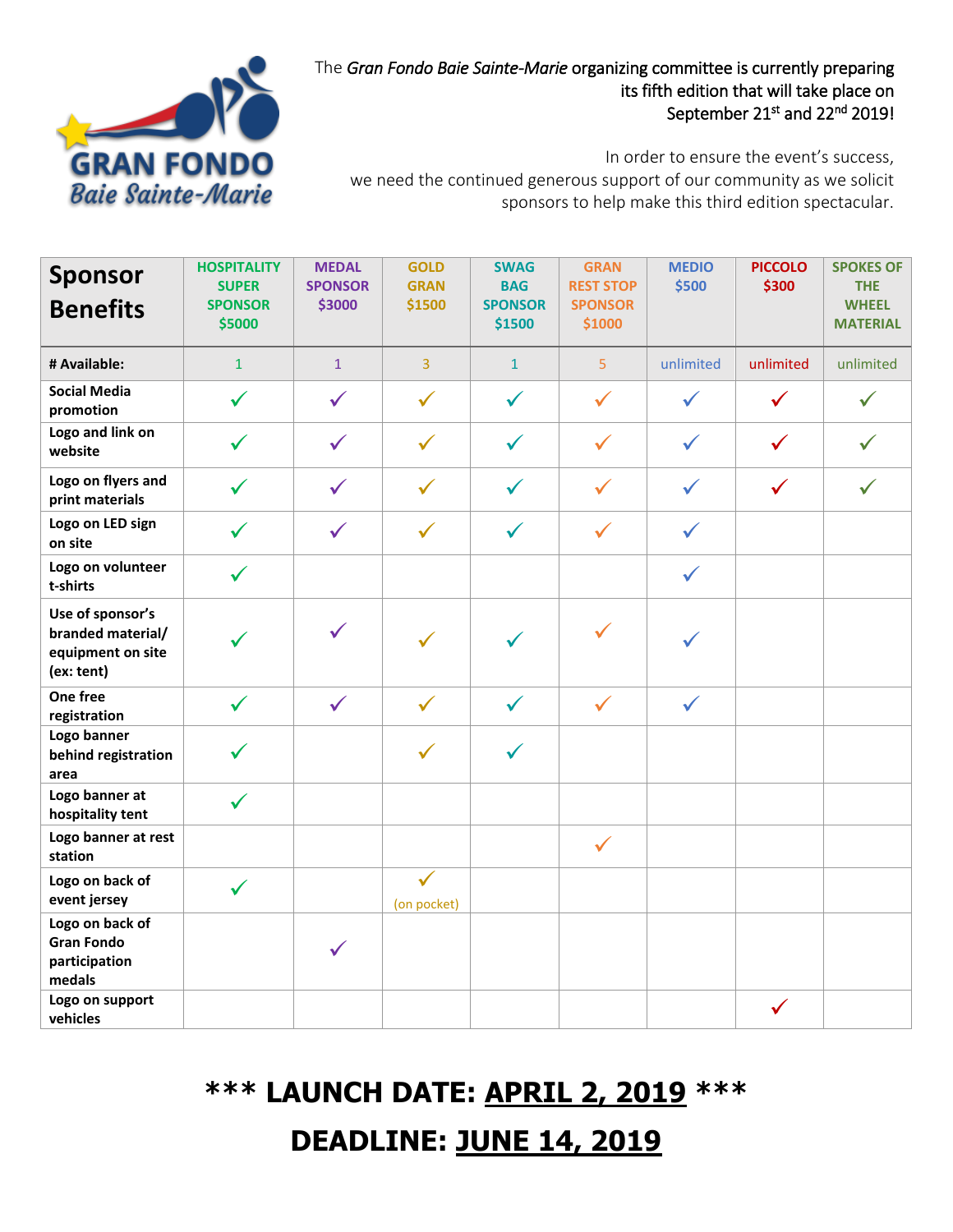The *Gran Fondo Baie Sainte-Marie* organizing committee is currently preparing its fifth edition that will take place on September 21st and 22nd 2019!

In order to ensure the event's success, we need the continued generous support of our community as we solicit sponsors to help make this third edition spectacular.

| Sponsor Benefits | HOSPITALITY SUPER SPONSOR $5000 | MEDAL SPONSOR $3000 | GOLD GRAN $1500 | SWAG BAG SPONSOR $1500 | GRAN REST STOP SPONSOR $1000 | MEDIO $500 | PICCOLO $300 | SPOKES OF THE WHEEL MATERIAL |
|---|---|---|---|---|---|---|---|---|
| # Available: | 1 | 1 | 3 | 1 | 5 | unlimited | unlimited | unlimited |
| Social Media promotion | ✓ | ✓ | ✓ | ✓ | ✓ | ✓ | ✓ | ✓ |
| Logo and link on website | ✓ | ✓ | ✓ | ✓ | ✓ | ✓ | ✓ | ✓ |
| Logo on flyers and print materials | ✓ | ✓ | ✓ | ✓ | ✓ | ✓ | ✓ | ✓ |
| Logo on LED sign on site | ✓ | ✓ | ✓ | ✓ | ✓ | ✓ | | |
| Logo on volunteer t-shirts | ✓ | | | | | ✓ | | |
| Use of sponsor's branded material/ equipment on site (ex: tent) | ✓ | ✓ | ✓ | ✓ | ✓ | ✓ | | |
| One free registration | ✓ | ✓ | ✓ | ✓ | ✓ | ✓ | | |
| Logo banner behind registration area | ✓ | | ✓ | ✓ | | | | |
| Logo banner at hospitality tent | ✓ | | | | | | | |
| Logo banner at rest station | | | | | ✓ | | | |
| Logo on back of event jersey | ✓ | | ✓ (on pocket) | | | | | |
| Logo on back of Gran Fondo participation medals | | ✓ | | | | | | |
| Logo on support vehicles | | | | | | | ✓ | |

## *** LAUNCH DATE: APRIL 2, 2019 ***

## DEADLINE: JUNE 14, 2019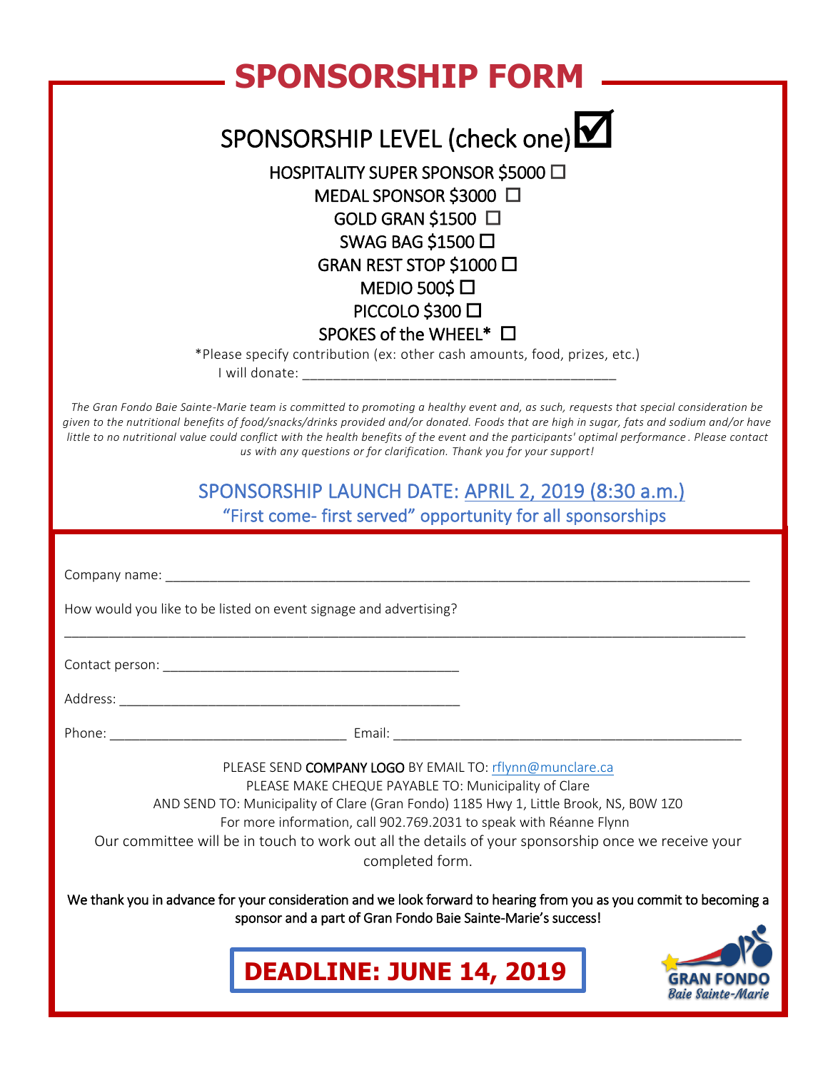# SPONSORSHIP FORM

## SPONSORSHIP LEVEL (check one) ☑

HOSPITALITY SUPER SPONSOR $5000 ☐

MEDAL SPONSOR $3000 ☐

GOLD GRAN $1500 ☐

SWAG BAG $1500 ☐

GRAN REST STOP $1000 ☐

MEDIO 500$ ☐

PICCOLO $300 ☐

SPOKES of the WHEEL* ☐

*Please specify contribution (ex: other cash amounts, food, prizes, etc.)

I will donate: ________________________________________

*The Gran Fondo Baie Sainte-Marie team is committed to promoting a healthy event and, as such, requests that special consideration be given to the nutritional benefits of food/snacks/drinks provided and/or donated. Foods that are high in sugar, fats and sodium and/or have little to no nutritional value could conflict with the health benefits of the event and the participants' optimal performance. Please contact us with any questions or for clarification. Thank you for your support!*

SPONSORSHIP LAUNCH DATE: APRIL 2, 2019 (8:30 a.m.)

"First come- first served" opportunity for all sponsorships

Company name: ______________________________________________________________________________

How would you like to be listed on event signage and advertising?

______________________________________________________________________________________

Contact person: ________________________________________

Address: ______________________________________________

Phone: ________________________________ Email: _______________________________________________

PLEASE SEND COMPANY LOGO BY EMAIL TO: rflynn@munclare.ca

PLEASE MAKE CHEQUE PAYABLE TO: Municipality of Clare

AND SEND TO: Municipality of Clare (Gran Fondo) 1185 Hwy 1, Little Brook, NS, B0W 1Z0

For more information, call 902.769.2031 to speak with Réanne Flynn

Our committee will be in touch to work out all the details of your sponsorship once we receive your completed form.

We thank you in advance for your consideration and we look forward to hearing from you as you commit to becoming a sponsor and a part of Gran Fondo Baie Sainte-Marie's success!

**DEADLINE: JUNE 14, 2019**

GRAN FONDO
Baie Sainte-Marie